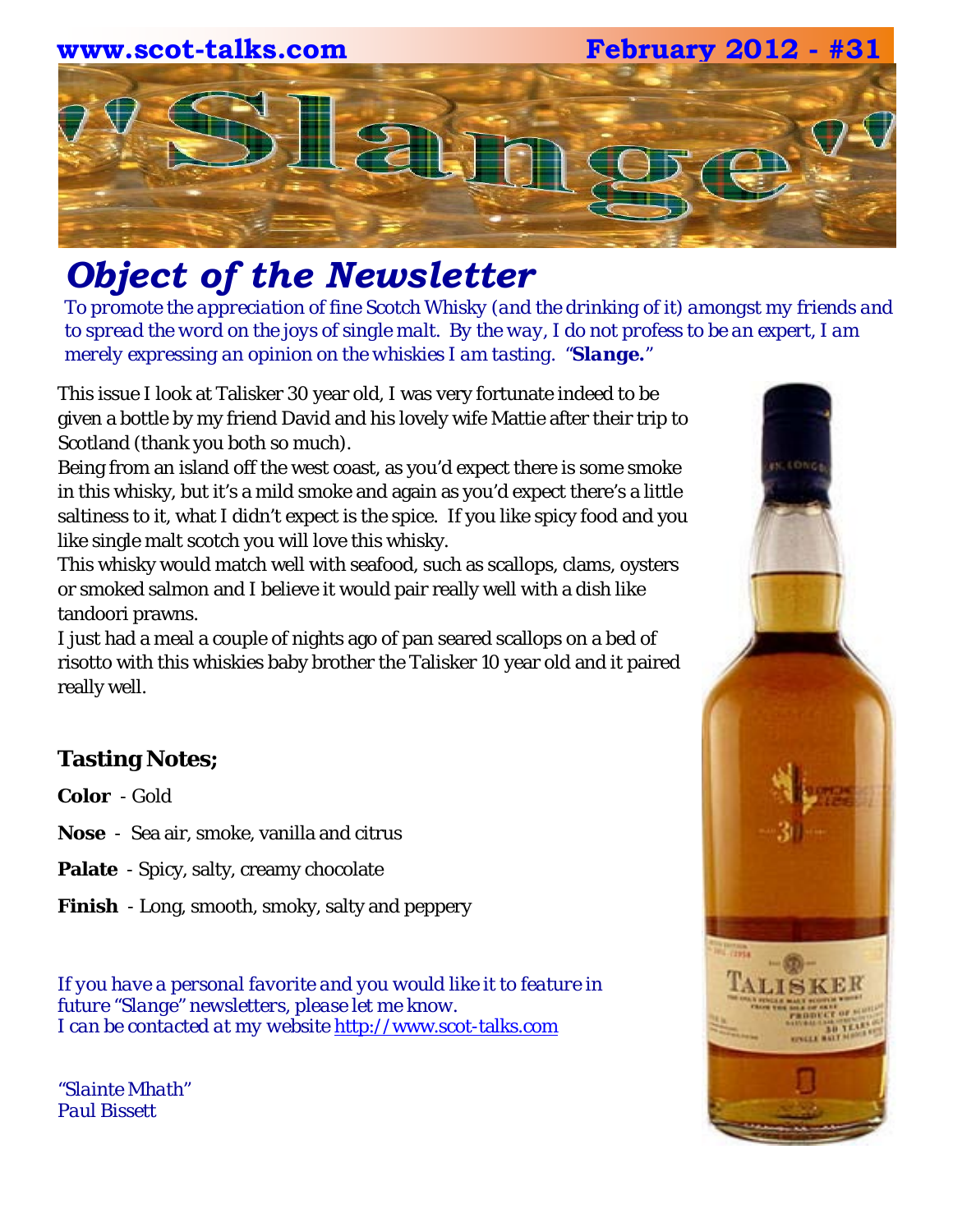www.scot-talks.com February 2012 - #31

# "Slange"

## *Object of the Newsletter*

*To promote the appreciation of fine Scotch Whisky (and the drinking of it) amongst my friends and to spread the word on the joys of single malt. By the way, I do not profess to be an expert, I am merely expressing an opinion on the whiskies I am tasting. "**Slange.**"*

This issue I look at Talisker 30 year old, I was very fortunate indeed to be given a bottle by my friend David and his lovely wife Mattie after their trip to Scotland (thank you both so much).

Being from an island off the west coast, as you'd expect there is some smoke in this whisky, but it's a mild smoke and again as you'd expect there's a little saltiness to it, what I didn't expect is the spice. If you like spicy food and you like single malt scotch you will love this whisky.

This whisky would match well with seafood, such as scallops, clams, oysters or smoked salmon and I believe it would pair really well with a dish like tandoori prawns.

I just had a meal a couple of nights ago of pan seared scallops on a bed of risotto with this whiskies baby brother the Talisker 10 year old and it paired really well.

### Tasting Notes;

**Color** - Gold

**Nose** - Sea air, smoke, vanilla and citrus

**Palate** - Spicy, salty, creamy chocolate

**Finish** - Long, smooth, smoky, salty and peppery

*If you have a personal favorite and you would like it to feature in future "Slange" newsletters, please let me know.*
*I can be contacted at my website* http://www.scot-talks.com

*"Slainte Mhath"*
*Paul Bissett*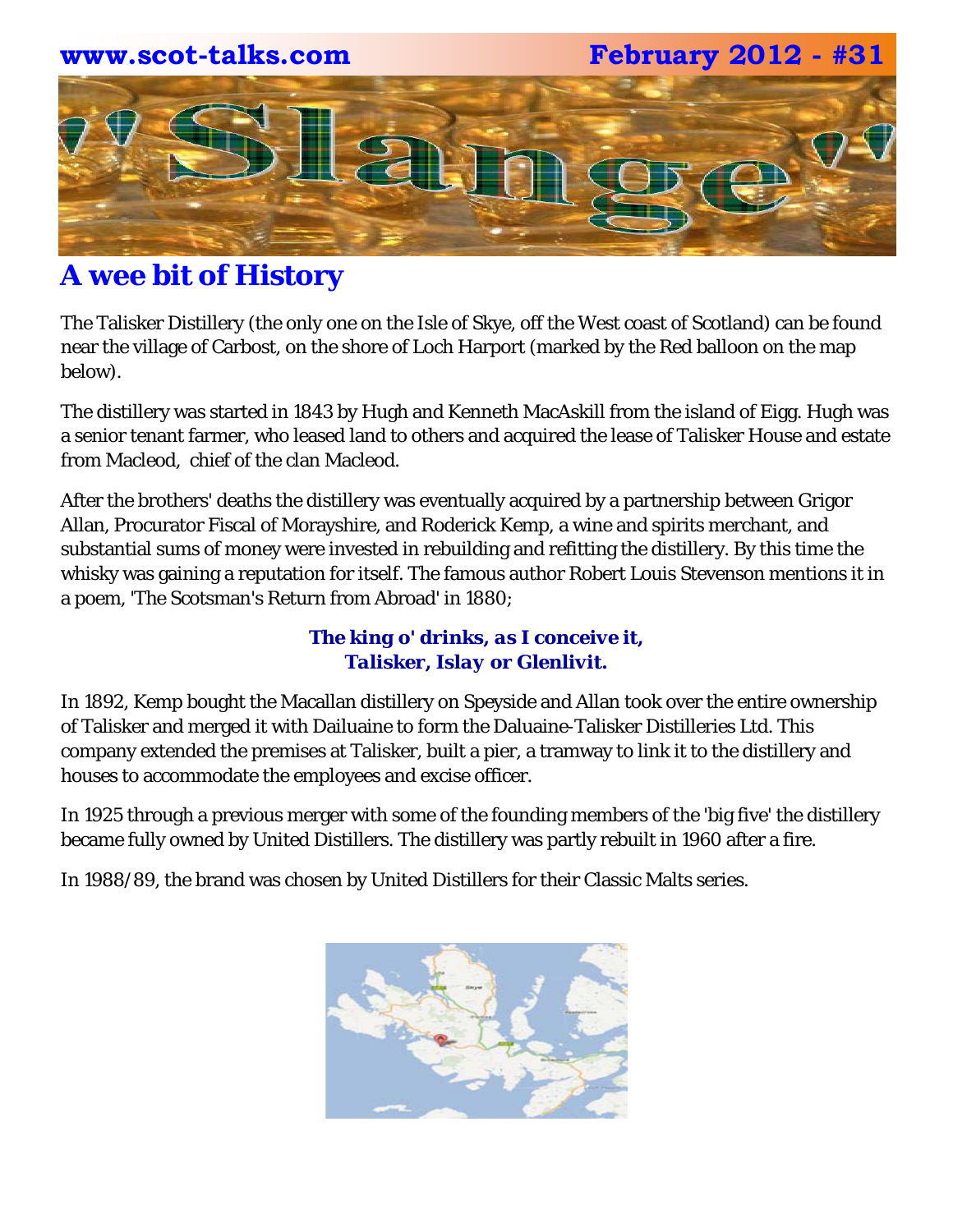## A wee bit of History

The Talisker Distillery (the only one on the Isle of Skye, off the West coast of Scotland) can be found near the village of Carbost, on the shore of Loch Harport (marked by the Red balloon on the map below).

The distillery was started in 1843 by Hugh and Kenneth MacAskill from the island of Eigg. Hugh was a senior tenant farmer, who leased land to others and acquired the lease of Talisker House and estate from Macleod, chief of the clan Macleod.

After the brothers' deaths the distillery was eventually acquired by a partnership between Grigor Allan, Procurator Fiscal of Morayshire, and Roderick Kemp, a wine and spirits merchant, and substantial sums of money were invested in rebuilding and refitting the distillery. By this time the whisky was gaining a reputation for itself. The famous author Robert Louis Stevenson mentions it in a poem, 'The Scotsman's Return from Abroad' in 1880;

***The king o' drinks, as I conceive it,***
***Talisker, Islay or Glenlivit.***

In 1892, Kemp bought the Macallan distillery on Speyside and Allan took over the entire ownership of Talisker and merged it with Dailuaine to form the Daluaine-Talisker Distilleries Ltd. This company extended the premises at Talisker, built a pier, a tramway to link it to the distillery and houses to accommodate the employees and excise officer.

In 1925 through a previous merger with some of the founding members of the 'big five' the distillery became fully owned by United Distillers. The distillery was partly rebuilt in 1960 after a fire.

In 1988/89, the brand was chosen by United Distillers for their Classic Malts series.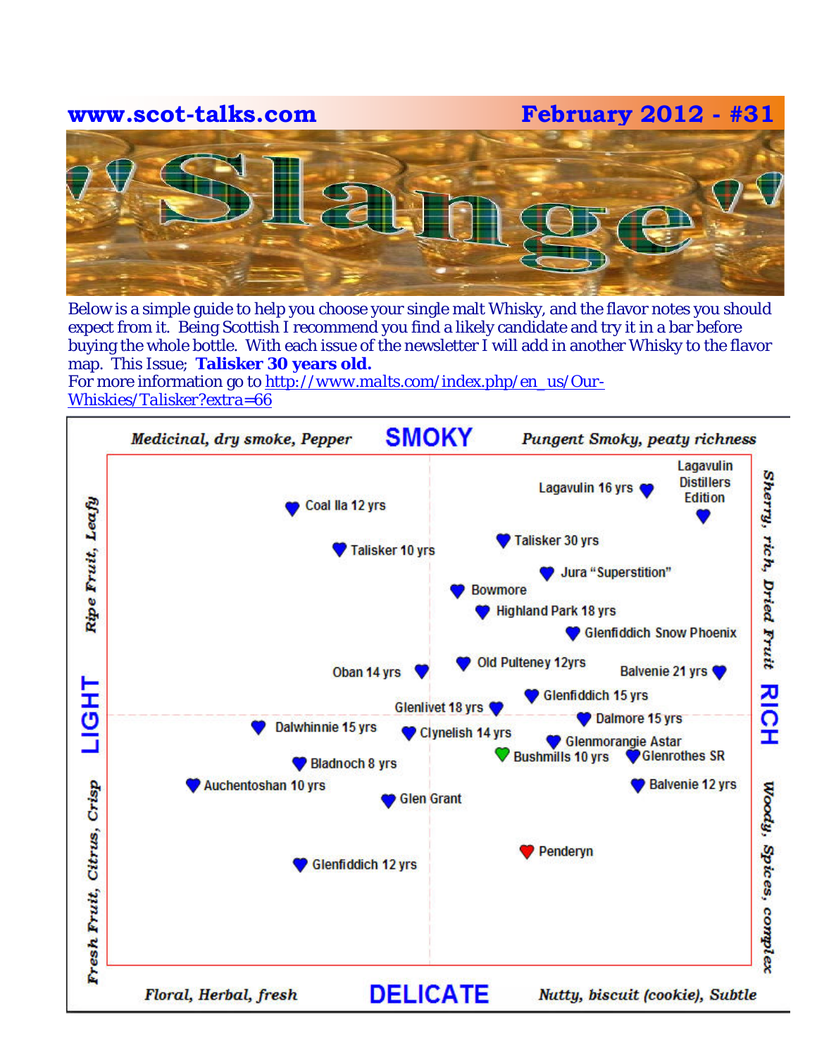# www.scot-talks.com — February 2012 - #31

# 'Slange'

Below is a simple guide to help you choose your single malt Whisky, and the flavor notes you should expect from it. Being Scottish I recommend you find a likely candidate and try it in a bar before buying the whole bottle. With each issue of the newsletter I will add in another Whisky to the flavor map. This Issue; **Talisker 30 years old.**
For more information go to [http://www.malts.com/index.php/en_us/Our-Whiskies/Talisker?extra=66](http://www.malts.com/index.php/en_us/Our-Whiskies/Talisker?extra=66)

**SMOKY**

*Medicinal, dry smoke, Pepper* — *Pungent Smoky, peaty richness*

**LIGHT** — *Ripe Fruit, Leafy* / *Fresh Fruit, Citrus, Crisp*

**RICH** — *Sherry, rich, Dried Fruit* / *Woody, Spices, complex*

**DELICATE**

*Floral, Herbal, fresh* — *Nutty, biscuit (cookie), Subtle*

- Lagavulin Distillers Edition
- Lagavulin 16 yrs
- Coal Ila 12 yrs
- Talisker 10 yrs
- Talisker 30 yrs
- Jura "Superstition"
- Bowmore
- Highland Park 18 yrs
- Glenfiddich Snow Phoenix
- Oban 14 yrs
- Old Pulteney 12yrs
- Balvenie 21 yrs
- Glenfiddich 15 yrs
- Glenlivet 18 yrs
- Dalmore 15 yrs
- Dalwhinnie 15 yrs
- Clynelish 14 yrs
- Glenmorangie Astar
- Bushmills 10 yrs
- Glenrothes SR
- Bladnoch 8 yrs
- Auchentoshan 10 yrs
- Glen Grant
- Balvenie 12 yrs
- Penderyn
- Glenfiddich 12 yrs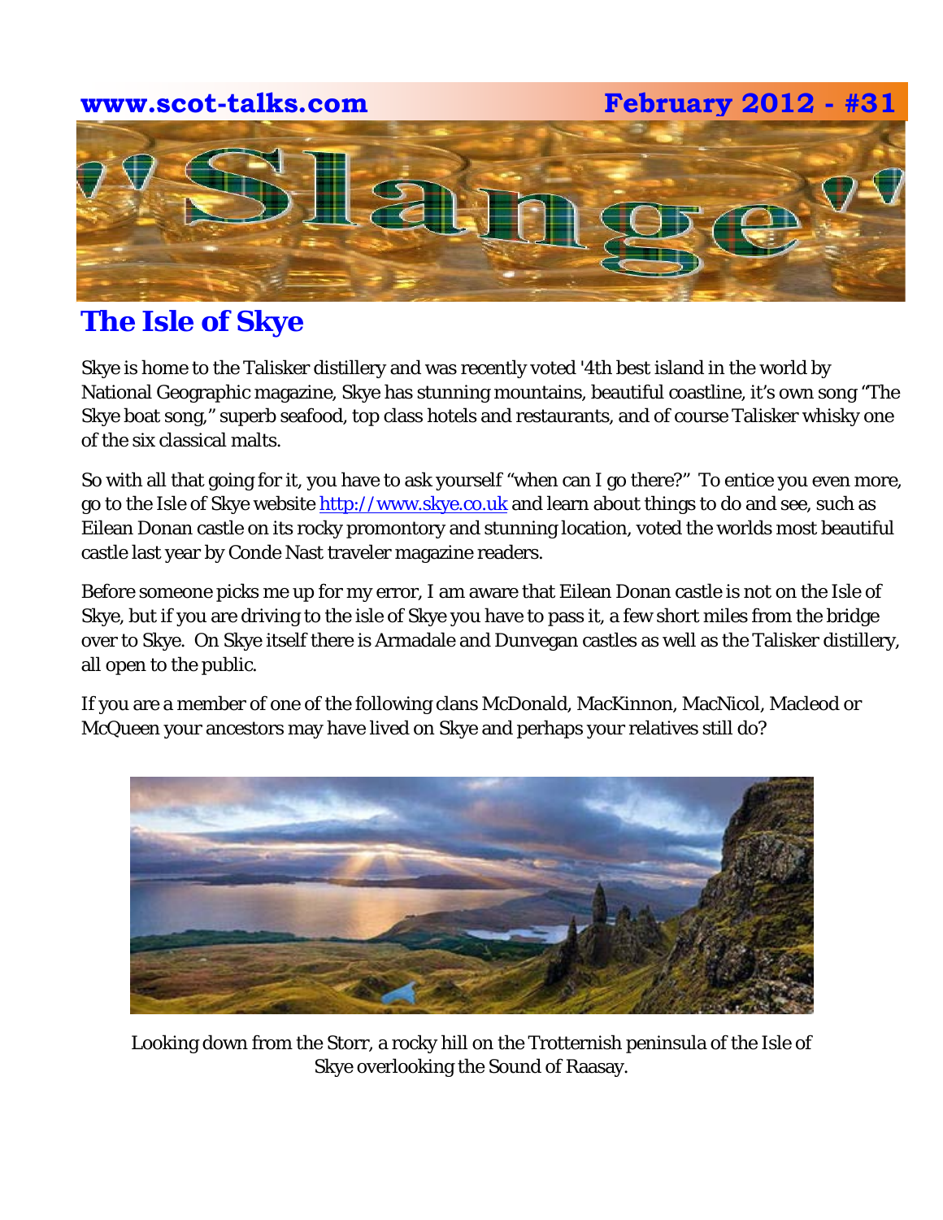www.scot-talks.com February 2012 - #31

"Slange"

## The Isle of Skye

Skye is home to the Talisker distillery and was recently voted '4th best island in the world by National Geographic magazine, Skye has stunning mountains, beautiful coastline, it's own song "The Skye boat song," superb seafood, top class hotels and restaurants, and of course Talisker whisky one of the six classical malts.

So with all that going for it, you have to ask yourself "when can I go there?" To entice you even more, go to the Isle of Skye website http://www.skye.co.uk and learn about things to do and see, such as Eilean Donan castle on its rocky promontory and stunning location, voted the worlds most beautiful castle last year by Conde Nast traveler magazine readers.

Before someone picks me up for my error, I am aware that Eilean Donan castle is not on the Isle of Skye, but if you are driving to the isle of Skye you have to pass it, a few short miles from the bridge over to Skye. On Skye itself there is Armadale and Dunvegan castles as well as the Talisker distillery, all open to the public.

If you are a member of one of the following clans McDonald, MacKinnon, MacNicol, Macleod or McQueen your ancestors may have lived on Skye and perhaps your relatives still do?

Looking down from the Storr, a rocky hill on the Trotternish peninsula of the Isle of Skye overlooking the Sound of Raasay.